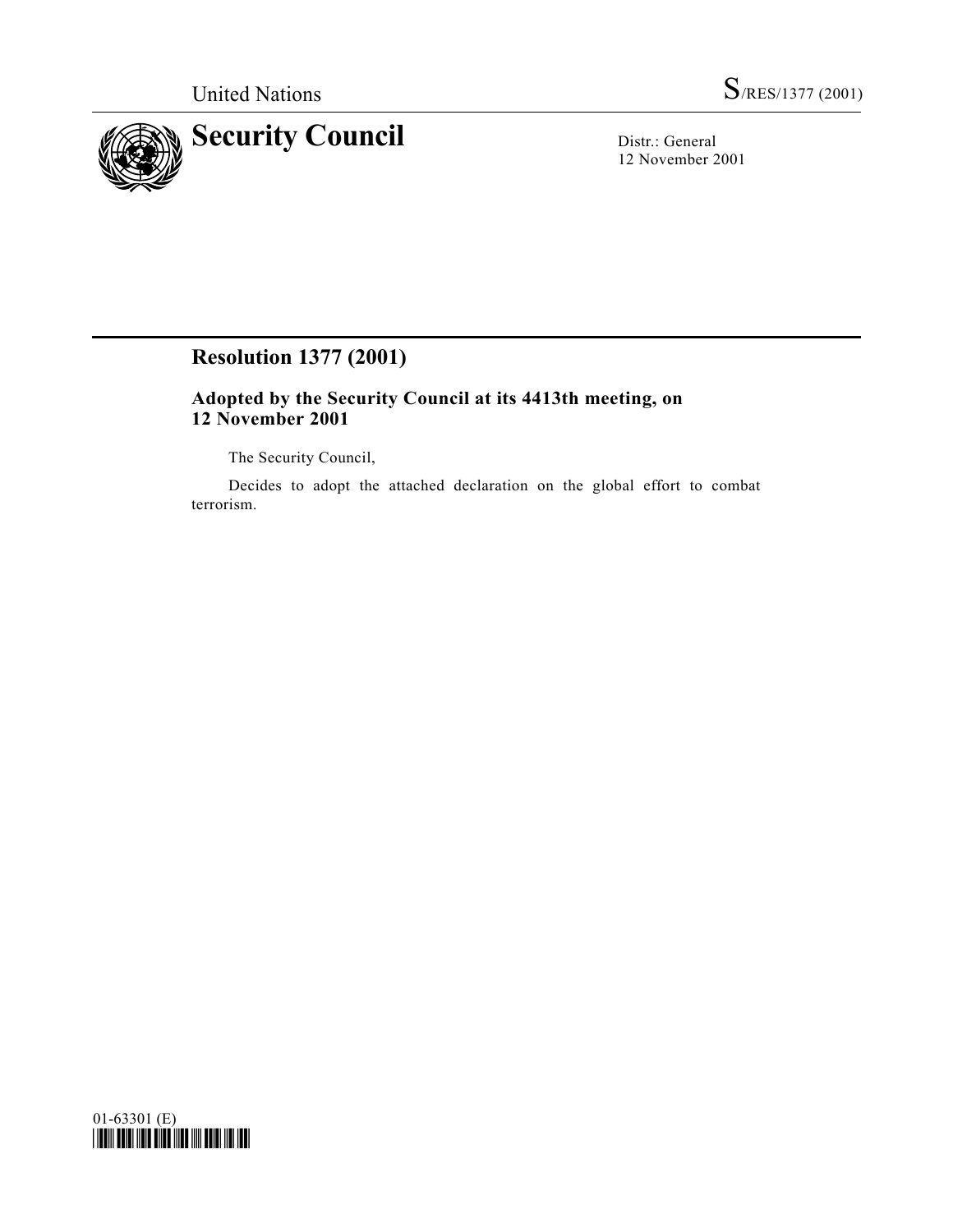United Nations S/RES/1377 (2001)

# Security Council

Distr.: General
12 November 2001

## Resolution 1377 (2001)

### Adopted by the Security Council at its 4413th meeting, on 12 November 2001

The Security Council,

Decides to adopt the attached declaration on the global effort to combat terrorism.

01-63301 (E)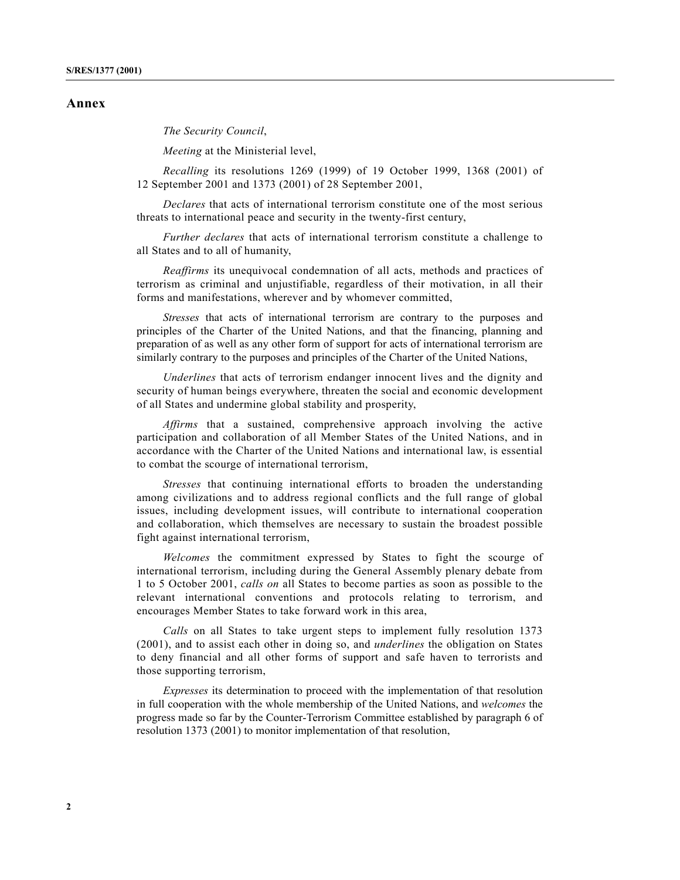## Annex

*The Security Council*,

*Meeting* at the Ministerial level,

*Recalling* its resolutions 1269 (1999) of 19 October 1999, 1368 (2001) of 12 September 2001 and 1373 (2001) of 28 September 2001,

*Declares* that acts of international terrorism constitute one of the most serious threats to international peace and security in the twenty-first century,

*Further declares* that acts of international terrorism constitute a challenge to all States and to all of humanity,

*Reaffirms* its unequivocal condemnation of all acts, methods and practices of terrorism as criminal and unjustifiable, regardless of their motivation, in all their forms and manifestations, wherever and by whomever committed,

*Stresses* that acts of international terrorism are contrary to the purposes and principles of the Charter of the United Nations, and that the financing, planning and preparation of as well as any other form of support for acts of international terrorism are similarly contrary to the purposes and principles of the Charter of the United Nations,

*Underlines* that acts of terrorism endanger innocent lives and the dignity and security of human beings everywhere, threaten the social and economic development of all States and undermine global stability and prosperity,

*Affirms* that a sustained, comprehensive approach involving the active participation and collaboration of all Member States of the United Nations, and in accordance with the Charter of the United Nations and international law, is essential to combat the scourge of international terrorism,

*Stresses* that continuing international efforts to broaden the understanding among civilizations and to address regional conflicts and the full range of global issues, including development issues, will contribute to international cooperation and collaboration, which themselves are necessary to sustain the broadest possible fight against international terrorism,

*Welcomes* the commitment expressed by States to fight the scourge of international terrorism, including during the General Assembly plenary debate from 1 to 5 October 2001, *calls on* all States to become parties as soon as possible to the relevant international conventions and protocols relating to terrorism, and encourages Member States to take forward work in this area,

*Calls* on all States to take urgent steps to implement fully resolution 1373 (2001), and to assist each other in doing so, and *underlines* the obligation on States to deny financial and all other forms of support and safe haven to terrorists and those supporting terrorism,

*Expresses* its determination to proceed with the implementation of that resolution in full cooperation with the whole membership of the United Nations, and *welcomes* the progress made so far by the Counter-Terrorism Committee established by paragraph 6 of resolution 1373 (2001) to monitor implementation of that resolution,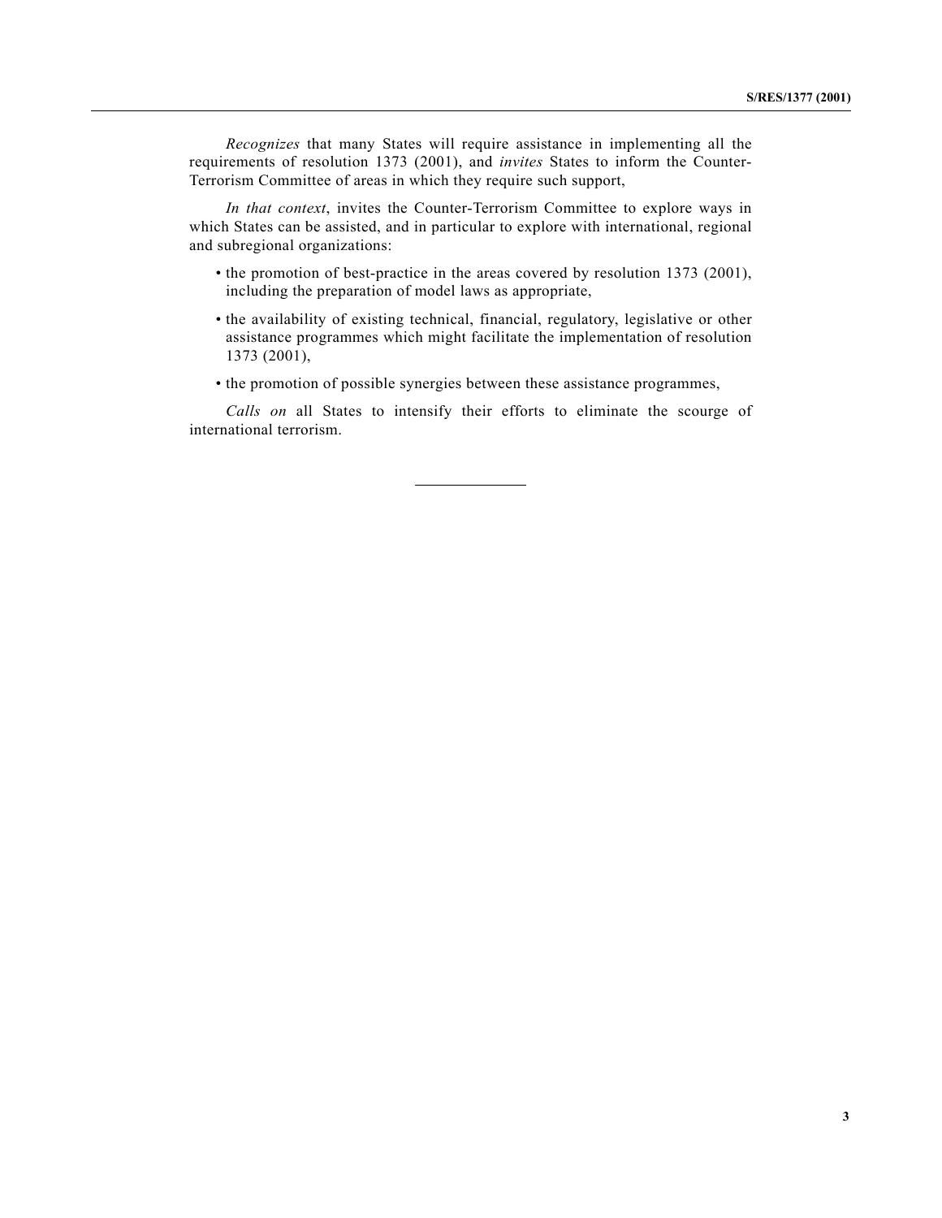*Recognizes* that many States will require assistance in implementing all the requirements of resolution 1373 (2001), and *invites* States to inform the Counter-Terrorism Committee of areas in which they require such support,

*In that context*, invites the Counter-Terrorism Committee to explore ways in which States can be assisted, and in particular to explore with international, regional and subregional organizations:

- the promotion of best-practice in the areas covered by resolution 1373 (2001), including the preparation of model laws as appropriate,
- the availability of existing technical, financial, regulatory, legislative or other assistance programmes which might facilitate the implementation of resolution 1373 (2001),
- the promotion of possible synergies between these assistance programmes,

*Calls on* all States to intensify their efforts to eliminate the scourge of international terrorism.